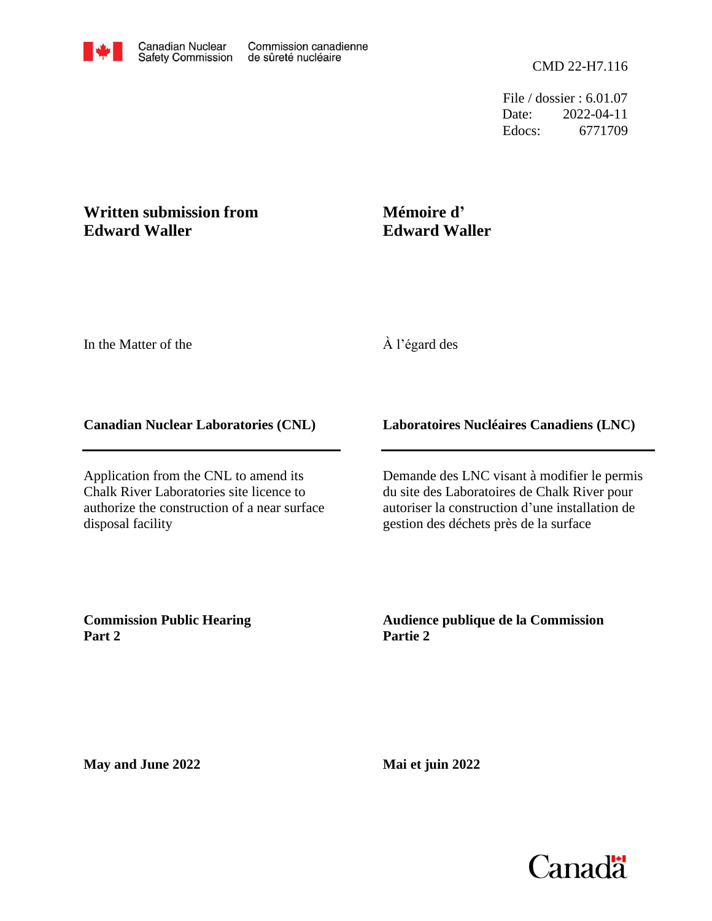Canadian Nuclear Safety Commission / Commission canadienne de sûreté nucléaire

CMD 22-H7.116

File / dossier : 6.01.07
Date: 2022-04-11
Edocs: 6771709

**Written submission from Edward Waller**

**Mémoire d' Edward Waller**

In the Matter of the

À l'égard des

**Canadian Nuclear Laboratories (CNL)**

**Laboratoires Nucléaires Canadiens (LNC)**

Application from the CNL to amend its Chalk River Laboratories site licence to authorize the construction of a near surface disposal facility

Demande des LNC visant à modifier le permis du site des Laboratoires de Chalk River pour autoriser la construction d'une installation de gestion des déchets près de la surface

**Commission Public Hearing Part 2**

**Audience publique de la Commission Partie 2**

**May and June 2022**

**Mai et juin 2022**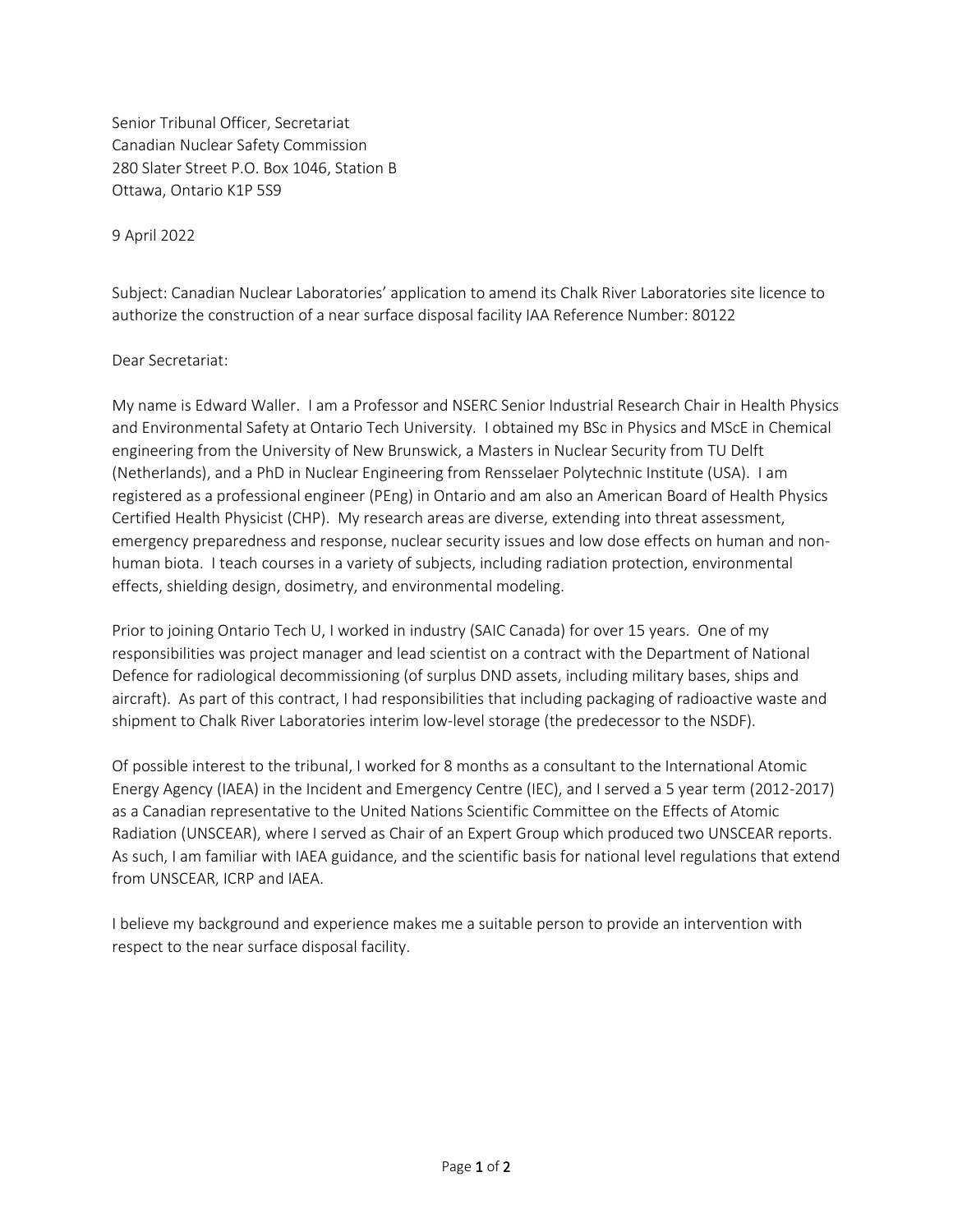Senior Tribunal Officer, Secretariat
Canadian Nuclear Safety Commission
280 Slater Street P.O. Box 1046, Station B
Ottawa, Ontario K1P 5S9

9 April 2022

Subject: Canadian Nuclear Laboratories' application to amend its Chalk River Laboratories site licence to authorize the construction of a near surface disposal facility IAA Reference Number: 80122

Dear Secretariat:

My name is Edward Waller. I am a Professor and NSERC Senior Industrial Research Chair in Health Physics and Environmental Safety at Ontario Tech University. I obtained my BSc in Physics and MScE in Chemical engineering from the University of New Brunswick, a Masters in Nuclear Security from TU Delft (Netherlands), and a PhD in Nuclear Engineering from Rensselaer Polytechnic Institute (USA). I am registered as a professional engineer (PEng) in Ontario and am also an American Board of Health Physics Certified Health Physicist (CHP). My research areas are diverse, extending into threat assessment, emergency preparedness and response, nuclear security issues and low dose effects on human and non-human biota. I teach courses in a variety of subjects, including radiation protection, environmental effects, shielding design, dosimetry, and environmental modeling.

Prior to joining Ontario Tech U, I worked in industry (SAIC Canada) for over 15 years. One of my responsibilities was project manager and lead scientist on a contract with the Department of National Defence for radiological decommissioning (of surplus DND assets, including military bases, ships and aircraft). As part of this contract, I had responsibilities that including packaging of radioactive waste and shipment to Chalk River Laboratories interim low-level storage (the predecessor to the NSDF).

Of possible interest to the tribunal, I worked for 8 months as a consultant to the International Atomic Energy Agency (IAEA) in the Incident and Emergency Centre (IEC), and I served a 5 year term (2012-2017) as a Canadian representative to the United Nations Scientific Committee on the Effects of Atomic Radiation (UNSCEAR), where I served as Chair of an Expert Group which produced two UNSCEAR reports. As such, I am familiar with IAEA guidance, and the scientific basis for national level regulations that extend from UNSCEAR, ICRP and IAEA.

I believe my background and experience makes me a suitable person to provide an intervention with respect to the near surface disposal facility.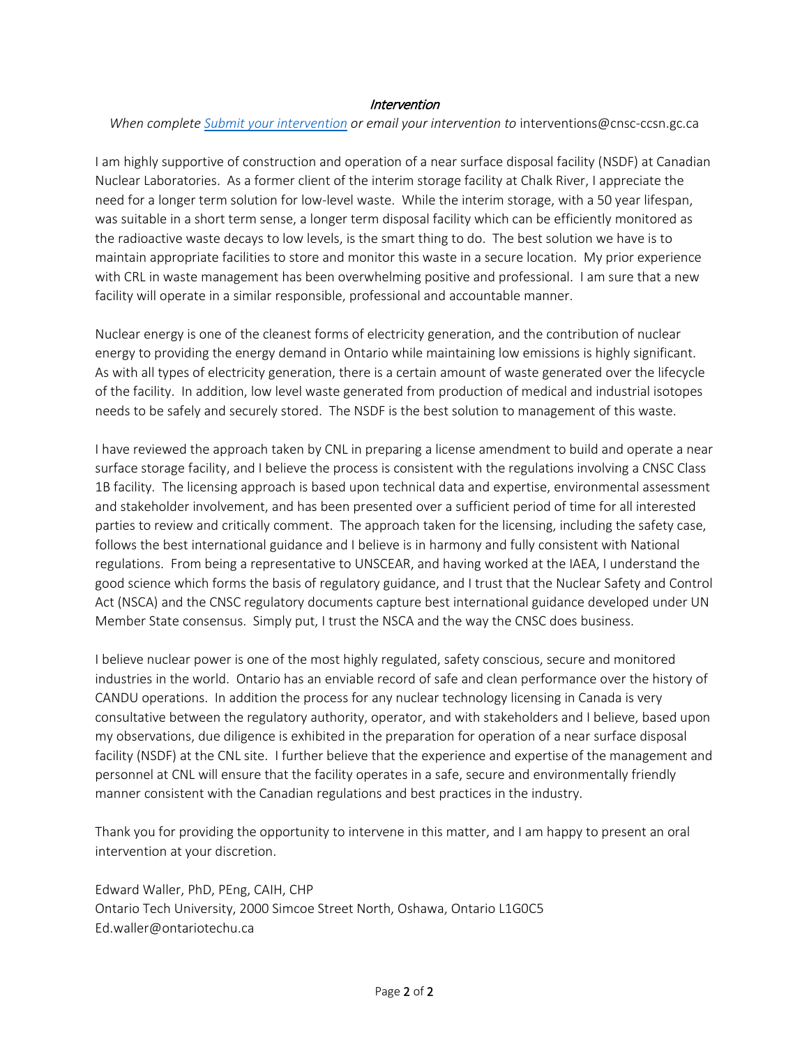*Intervention*

*When complete* [Submit your intervention](Submit your intervention) *or email your intervention to* interventions@cnsc-ccsn.gc.ca

I am highly supportive of construction and operation of a near surface disposal facility (NSDF) at Canadian Nuclear Laboratories. As a former client of the interim storage facility at Chalk River, I appreciate the need for a longer term solution for low-level waste. While the interim storage, with a 50 year lifespan, was suitable in a short term sense, a longer term disposal facility which can be efficiently monitored as the radioactive waste decays to low levels, is the smart thing to do. The best solution we have is to maintain appropriate facilities to store and monitor this waste in a secure location. My prior experience with CRL in waste management has been overwhelming positive and professional. I am sure that a new facility will operate in a similar responsible, professional and accountable manner.

Nuclear energy is one of the cleanest forms of electricity generation, and the contribution of nuclear energy to providing the energy demand in Ontario while maintaining low emissions is highly significant. As with all types of electricity generation, there is a certain amount of waste generated over the lifecycle of the facility. In addition, low level waste generated from production of medical and industrial isotopes needs to be safely and securely stored. The NSDF is the best solution to management of this waste.

I have reviewed the approach taken by CNL in preparing a license amendment to build and operate a near surface storage facility, and I believe the process is consistent with the regulations involving a CNSC Class 1B facility. The licensing approach is based upon technical data and expertise, environmental assessment and stakeholder involvement, and has been presented over a sufficient period of time for all interested parties to review and critically comment. The approach taken for the licensing, including the safety case, follows the best international guidance and I believe is in harmony and fully consistent with National regulations. From being a representative to UNSCEAR, and having worked at the IAEA, I understand the good science which forms the basis of regulatory guidance, and I trust that the Nuclear Safety and Control Act (NSCA) and the CNSC regulatory documents capture best international guidance developed under UN Member State consensus. Simply put, I trust the NSCA and the way the CNSC does business.

I believe nuclear power is one of the most highly regulated, safety conscious, secure and monitored industries in the world. Ontario has an enviable record of safe and clean performance over the history of CANDU operations. In addition the process for any nuclear technology licensing in Canada is very consultative between the regulatory authority, operator, and with stakeholders and I believe, based upon my observations, due diligence is exhibited in the preparation for operation of a near surface disposal facility (NSDF) at the CNL site. I further believe that the experience and expertise of the management and personnel at CNL will ensure that the facility operates in a safe, secure and environmentally friendly manner consistent with the Canadian regulations and best practices in the industry.

Thank you for providing the opportunity to intervene in this matter, and I am happy to present an oral intervention at your discretion.

Edward Waller, PhD, PEng, CAIH, CHP
Ontario Tech University, 2000 Simcoe Street North, Oshawa, Ontario L1G0C5
Ed.waller@ontariotechu.ca